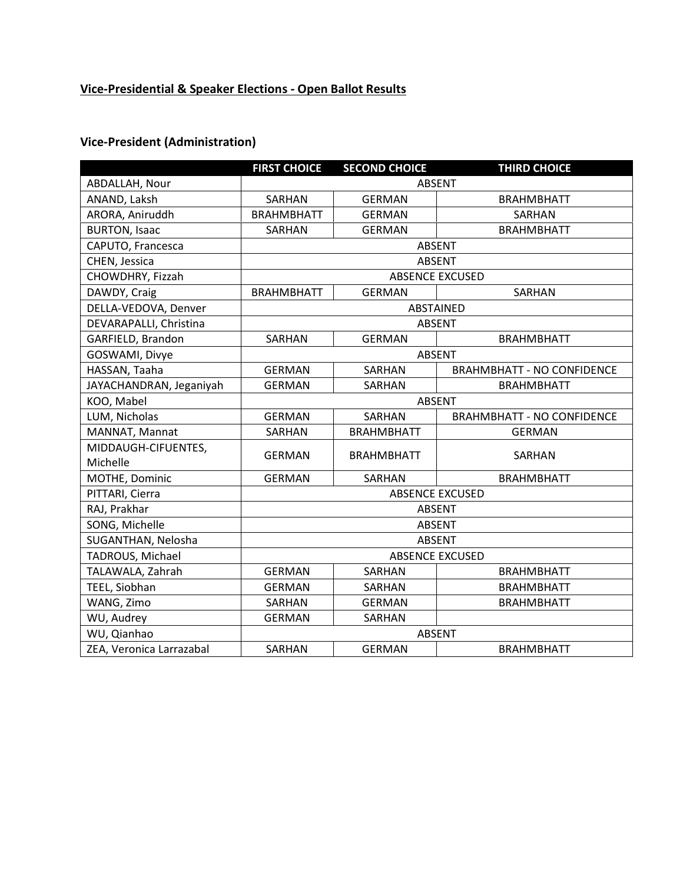**Vice-Presidential & Speaker Elections - Open Ballot Results**

### Vice-President (Administration)

| | FIRST CHOICE | SECOND CHOICE | THIRD CHOICE |
|---|---|---|---|
| ABDALLAH, Nour | ABSENT | | |
| ANAND, Laksh | SARHAN | GERMAN | BRAHMBHATT |
| ARORA, Aniruddh | BRAHMBHATT | GERMAN | SARHAN |
| BURTON, Isaac | SARHAN | GERMAN | BRAHMBHATT |
| CAPUTO, Francesca | ABSENT | | |
| CHEN, Jessica | ABSENT | | |
| CHOWDHRY, Fizzah | ABSENCE EXCUSED | | |
| DAWDY, Craig | BRAHMBHATT | GERMAN | SARHAN |
| DELLA-VEDOVA, Denver | ABSTAINED | | |
| DEVARAPALLI, Christina | ABSENT | | |
| GARFIELD, Brandon | SARHAN | GERMAN | BRAHMBHATT |
| GOSWAMI, Divye | ABSENT | | |
| HASSAN, Taaha | GERMAN | SARHAN | BRAHMBHATT - NO CONFIDENCE |
| JAYACHANDRAN, Jeganiyah | GERMAN | SARHAN | BRAHMBHATT |
| KOO, Mabel | ABSENT | | |
| LUM, Nicholas | GERMAN | SARHAN | BRAHMBHATT - NO CONFIDENCE |
| MANNAT, Mannat | SARHAN | BRAHMBHATT | GERMAN |
| MIDDAUGH-CIFUENTES, Michelle | GERMAN | BRAHMBHATT | SARHAN |
| MOTHE, Dominic | GERMAN | SARHAN | BRAHMBHATT |
| PITTARI, Cierra | ABSENCE EXCUSED | | |
| RAJ, Prakhar | ABSENT | | |
| SONG, Michelle | ABSENT | | |
| SUGANTHAN, Nelosha | ABSENT | | |
| TADROUS, Michael | ABSENCE EXCUSED | | |
| TALAWALA, Zahrah | GERMAN | SARHAN | BRAHMBHATT |
| TEEL, Siobhan | GERMAN | SARHAN | BRAHMBHATT |
| WANG, Zimo | SARHAN | GERMAN | BRAHMBHATT |
| WU, Audrey | GERMAN | SARHAN | |
| WU, Qianhao | ABSENT | | |
| ZEA, Veronica Larrazabal | SARHAN | GERMAN | BRAHMBHATT |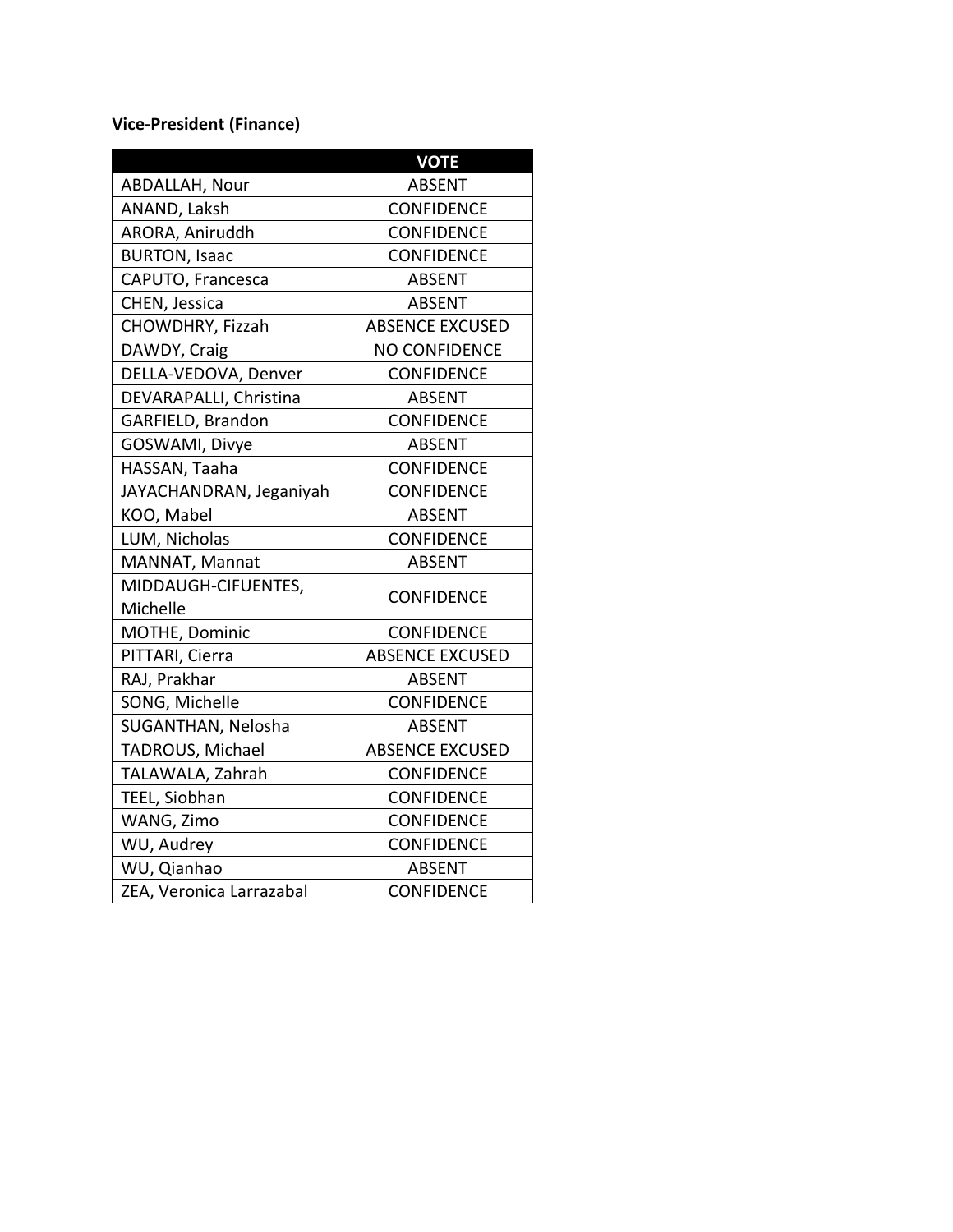**Vice-President (Finance)**

| | VOTE |
|---|---|
| ABDALLAH, Nour | ABSENT |
| ANAND, Laksh | CONFIDENCE |
| ARORA, Aniruddh | CONFIDENCE |
| BURTON, Isaac | CONFIDENCE |
| CAPUTO, Francesca | ABSENT |
| CHEN, Jessica | ABSENT |
| CHOWDHRY, Fizzah | ABSENCE EXCUSED |
| DAWDY, Craig | NO CONFIDENCE |
| DELLA-VEDOVA, Denver | CONFIDENCE |
| DEVARAPALLI, Christina | ABSENT |
| GARFIELD, Brandon | CONFIDENCE |
| GOSWAMI, Divye | ABSENT |
| HASSAN, Taaha | CONFIDENCE |
| JAYACHANDRAN, Jeganiyah | CONFIDENCE |
| KOO, Mabel | ABSENT |
| LUM, Nicholas | CONFIDENCE |
| MANNAT, Mannat | ABSENT |
| MIDDAUGH-CIFUENTES, Michelle | CONFIDENCE |
| MOTHE, Dominic | CONFIDENCE |
| PITTARI, Cierra | ABSENCE EXCUSED |
| RAJ, Prakhar | ABSENT |
| SONG, Michelle | CONFIDENCE |
| SUGANTHAN, Nelosha | ABSENT |
| TADROUS, Michael | ABSENCE EXCUSED |
| TALAWALA, Zahrah | CONFIDENCE |
| TEEL, Siobhan | CONFIDENCE |
| WANG, Zimo | CONFIDENCE |
| WU, Audrey | CONFIDENCE |
| WU, Qianhao | ABSENT |
| ZEA, Veronica Larrazabal | CONFIDENCE |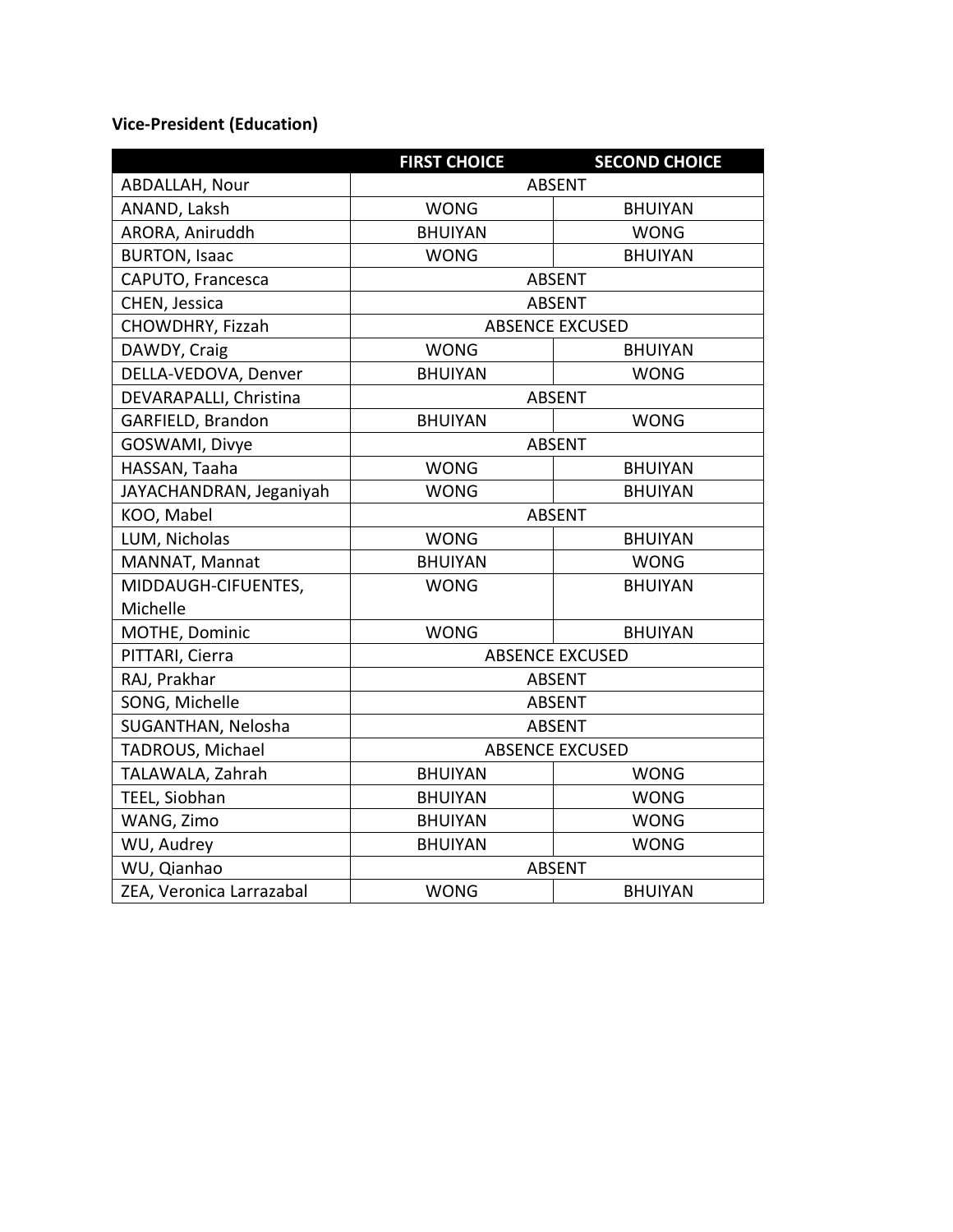**Vice-President (Education)**

| | FIRST CHOICE | SECOND CHOICE |
|---|---|---|
| ABDALLAH, Nour | ABSENT | |
| ANAND, Laksh | WONG | BHUIYAN |
| ARORA, Aniruddh | BHUIYAN | WONG |
| BURTON, Isaac | WONG | BHUIYAN |
| CAPUTO, Francesca | ABSENT | |
| CHEN, Jessica | ABSENT | |
| CHOWDHRY, Fizzah | ABSENCE EXCUSED | |
| DAWDY, Craig | WONG | BHUIYAN |
| DELLA-VEDOVA, Denver | BHUIYAN | WONG |
| DEVARAPALLI, Christina | ABSENT | |
| GARFIELD, Brandon | BHUIYAN | WONG |
| GOSWAMI, Divye | ABSENT | |
| HASSAN, Taaha | WONG | BHUIYAN |
| JAYACHANDRAN, Jeganiyah | WONG | BHUIYAN |
| KOO, Mabel | ABSENT | |
| LUM, Nicholas | WONG | BHUIYAN |
| MANNAT, Mannat | BHUIYAN | WONG |
| MIDDAUGH-CIFUENTES, Michelle | WONG | BHUIYAN |
| MOTHE, Dominic | WONG | BHUIYAN |
| PITTARI, Cierra | ABSENCE EXCUSED | |
| RAJ, Prakhar | ABSENT | |
| SONG, Michelle | ABSENT | |
| SUGANTHAN, Nelosha | ABSENT | |
| TADROUS, Michael | ABSENCE EXCUSED | |
| TALAWALA, Zahrah | BHUIYAN | WONG |
| TEEL, Siobhan | BHUIYAN | WONG |
| WANG, Zimo | BHUIYAN | WONG |
| WU, Audrey | BHUIYAN | WONG |
| WU, Qianhao | ABSENT | |
| ZEA, Veronica Larrazabal | WONG | BHUIYAN |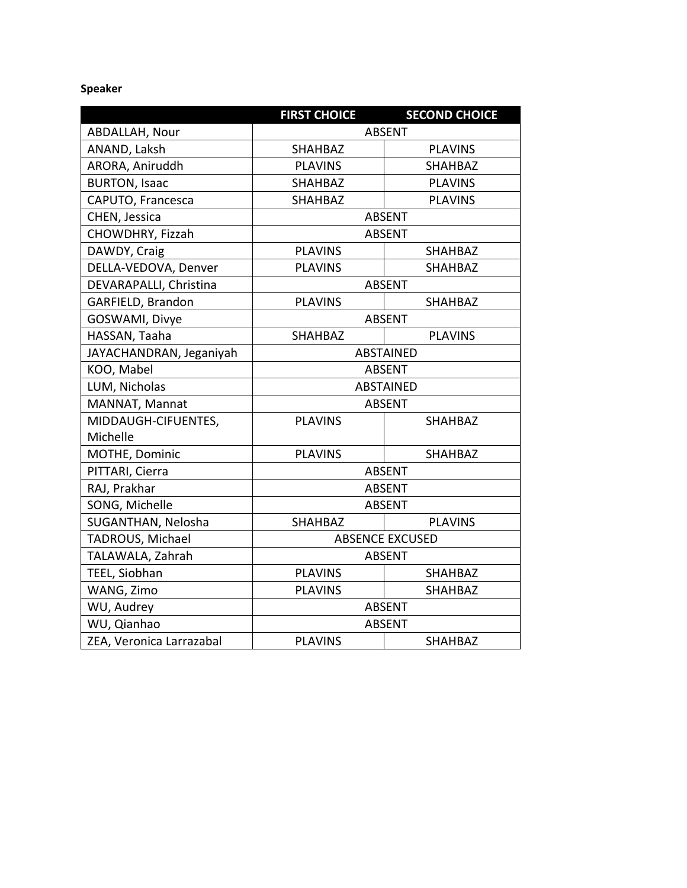**Speaker**

| | FIRST CHOICE | SECOND CHOICE |
|---|---|---|
| ABDALLAH, Nour | ABSENT | |
| ANAND, Laksh | SHAHBAZ | PLAVINS |
| ARORA, Aniruddh | PLAVINS | SHAHBAZ |
| BURTON, Isaac | SHAHBAZ | PLAVINS |
| CAPUTO, Francesca | SHAHBAZ | PLAVINS |
| CHEN, Jessica | ABSENT | |
| CHOWDHRY, Fizzah | ABSENT | |
| DAWDY, Craig | PLAVINS | SHAHBAZ |
| DELLA-VEDOVA, Denver | PLAVINS | SHAHBAZ |
| DEVARAPALLI, Christina | ABSENT | |
| GARFIELD, Brandon | PLAVINS | SHAHBAZ |
| GOSWAMI, Divye | ABSENT | |
| HASSAN, Taaha | SHAHBAZ | PLAVINS |
| JAYACHANDRAN, Jeganiyah | ABSTAINED | |
| KOO, Mabel | ABSENT | |
| LUM, Nicholas | ABSTAINED | |
| MANNAT, Mannat | ABSENT | |
| MIDDAUGH-CIFUENTES, Michelle | PLAVINS | SHAHBAZ |
| MOTHE, Dominic | PLAVINS | SHAHBAZ |
| PITTARI, Cierra | ABSENT | |
| RAJ, Prakhar | ABSENT | |
| SONG, Michelle | ABSENT | |
| SUGANTHAN, Nelosha | SHAHBAZ | PLAVINS |
| TADROUS, Michael | ABSENCE EXCUSED | |
| TALAWALA, Zahrah | ABSENT | |
| TEEL, Siobhan | PLAVINS | SHAHBAZ |
| WANG, Zimo | PLAVINS | SHAHBAZ |
| WU, Audrey | ABSENT | |
| WU, Qianhao | ABSENT | |
| ZEA, Veronica Larrazabal | PLAVINS | SHAHBAZ |